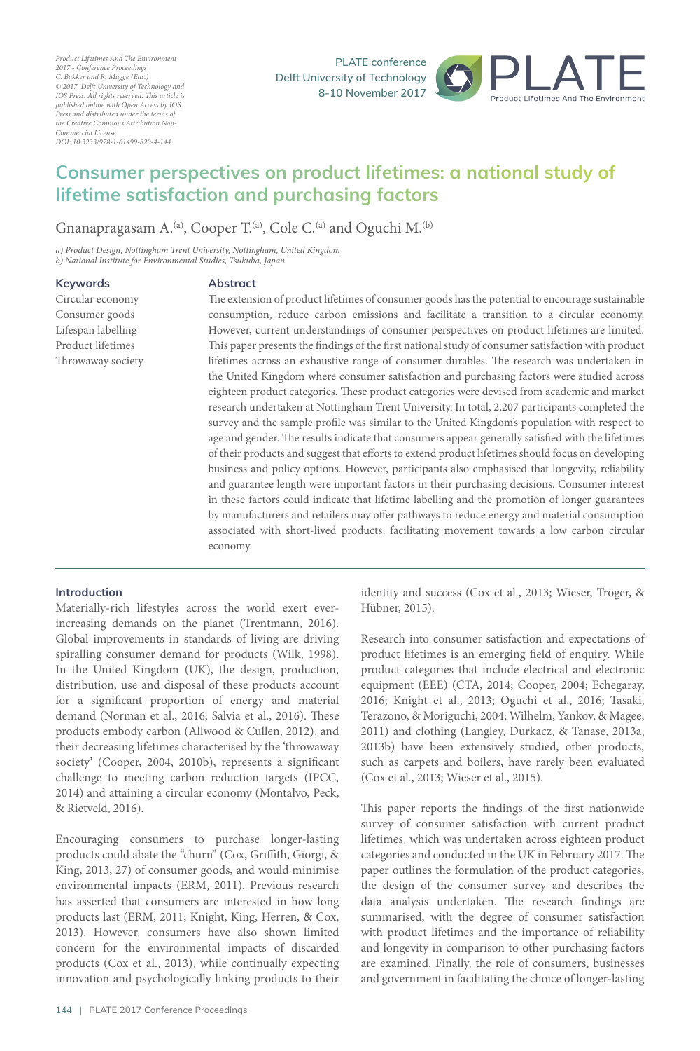Product Lifetimes And The Environment 2017 - Conference Proceedings
C. Bakker and R. Mugge (Eds.)
© 2017. Delft University of Technology and IOS Press. All rights reserved. This article is published online with Open Access by IOS Press and distributed under the terms of the Creative Commons Attribution Non-Commercial License.
DOI: 10.3233/978-1-61499-820-4-144

PLATE conference
Delft University of Technology
8-10 November 2017

# Consumer perspectives on product lifetimes: a national study of lifetime satisfaction and purchasing factors

Gnanapragasam A.[a], Cooper T.[a], Cole C.[a] and Oguchi M.[b]

*a) Product Design, Nottingham Trent University, Nottingham, United Kingdom*
*b) National Institute for Environmental Studies, Tsukuba, Japan*

**Keywords**

Circular economy
Consumer goods
Lifespan labelling
Product lifetimes
Throwaway society

**Abstract**

The extension of product lifetimes of consumer goods has the potential to encourage sustainable consumption, reduce carbon emissions and facilitate a transition to a circular economy. However, current understandings of consumer perspectives on product lifetimes are limited. This paper presents the findings of the first national study of consumer satisfaction with product lifetimes across an exhaustive range of consumer durables. The research was undertaken in the United Kingdom where consumer satisfaction and purchasing factors were studied across eighteen product categories. These product categories were devised from academic and market research undertaken at Nottingham Trent University. In total, 2,207 participants completed the survey and the sample profile was similar to the United Kingdom's population with respect to age and gender. The results indicate that consumers appear generally satisfied with the lifetimes of their products and suggest that efforts to extend product lifetimes should focus on developing business and policy options. However, participants also emphasised that longevity, reliability and guarantee length were important factors in their purchasing decisions. Consumer interest in these factors could indicate that lifetime labelling and the promotion of longer guarantees by manufacturers and retailers may offer pathways to reduce energy and material consumption associated with short-lived products, facilitating movement towards a low carbon circular economy.

## Introduction

Materially-rich lifestyles across the world exert ever-increasing demands on the planet (Trentmann, 2016). Global improvements in standards of living are driving spiralling consumer demand for products (Wilk, 1998). In the United Kingdom (UK), the design, production, distribution, use and disposal of these products account for a significant proportion of energy and material demand (Norman et al., 2016; Salvia et al., 2016). These products embody carbon (Allwood & Cullen, 2012), and their decreasing lifetimes characterised by the 'throwaway society' (Cooper, 2004, 2010b), represents a significant challenge to meeting carbon reduction targets (IPCC, 2014) and attaining a circular economy (Montalvo, Peck, & Rietveld, 2016).

Encouraging consumers to purchase longer-lasting products could abate the "churn" (Cox, Griffith, Giorgi, & King, 2013, 27) of consumer goods, and would minimise environmental impacts (ERM, 2011). Previous research has asserted that consumers are interested in how long products last (ERM, 2011; Knight, King, Herren, & Cox, 2013). However, consumers have also shown limited concern for the environmental impacts of discarded products (Cox et al., 2013), while continually expecting innovation and psychologically linking products to their identity and success (Cox et al., 2013; Wieser, Tröger, & Hübner, 2015).

Research into consumer satisfaction and expectations of product lifetimes is an emerging field of enquiry. While product categories that include electrical and electronic equipment (EEE) (CTA, 2014; Cooper, 2004; Echegaray, 2016; Knight et al., 2013; Oguchi et al., 2016; Tasaki, Terazono, & Moriguchi, 2004; Wilhelm, Yankov, & Magee, 2011) and clothing (Langley, Durkacz, & Tanase, 2013a, 2013b) have been extensively studied, other products, such as carpets and boilers, have rarely been evaluated (Cox et al., 2013; Wieser et al., 2015).

This paper reports the findings of the first nationwide survey of consumer satisfaction with current product lifetimes, which was undertaken across eighteen product categories and conducted in the UK in February 2017. The paper outlines the formulation of the product categories, the design of the consumer survey and describes the data analysis undertaken. The research findings are summarised, with the degree of consumer satisfaction with product lifetimes and the importance of reliability and longevity in comparison to other purchasing factors are examined. Finally, the role of consumers, businesses and government in facilitating the choice of longer-lasting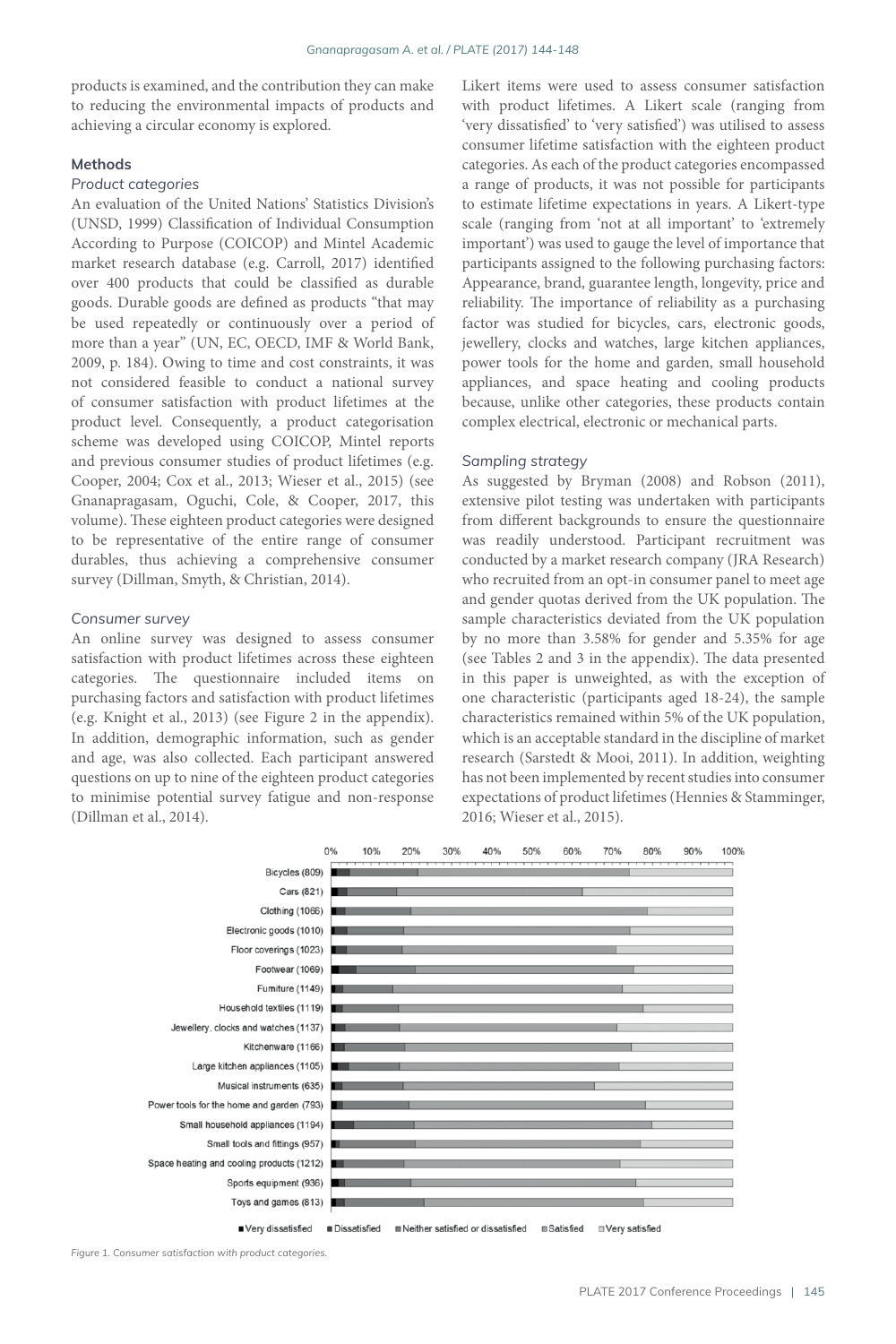products is examined, and the contribution they can make to reducing the environmental impacts of products and achieving a circular economy is explored.

## Methods

### *Product categories*

An evaluation of the United Nations' Statistics Division's (UNSD, 1999) Classification of Individual Consumption According to Purpose (COICOP) and Mintel Academic market research database (e.g. Carroll, 2017) identified over 400 products that could be classified as durable goods. Durable goods are defined as products "that may be used repeatedly or continuously over a period of more than a year" (UN, EC, OECD, IMF & World Bank, 2009, p. 184). Owing to time and cost constraints, it was not considered feasible to conduct a national survey of consumer satisfaction with product lifetimes at the product level. Consequently, a product categorisation scheme was developed using COICOP, Mintel reports and previous consumer studies of product lifetimes (e.g. Cooper, 2004; Cox et al., 2013; Wieser et al., 2015) (see Gnanapragasam, Oguchi, Cole, & Cooper, 2017, this volume). These eighteen product categories were designed to be representative of the entire range of consumer durables, thus achieving a comprehensive consumer survey (Dillman, Smyth, & Christian, 2014).

### *Consumer survey*

An online survey was designed to assess consumer satisfaction with product lifetimes across these eighteen categories. The questionnaire included items on purchasing factors and satisfaction with product lifetimes (e.g. Knight et al., 2013) (see Figure 2 in the appendix). In addition, demographic information, such as gender and age, was also collected. Each participant answered questions on up to nine of the eighteen product categories to minimise potential survey fatigue and non-response (Dillman et al., 2014).

Likert items were used to assess consumer satisfaction with product lifetimes. A Likert scale (ranging from 'very dissatisfied' to 'very satisfied') was utilised to assess consumer lifetime satisfaction with the eighteen product categories. As each of the product categories encompassed a range of products, it was not possible for participants to estimate lifetime expectations in years. A Likert-type scale (ranging from 'not at all important' to 'extremely important') was used to gauge the level of importance that participants assigned to the following purchasing factors: Appearance, brand, guarantee length, longevity, price and reliability. The importance of reliability as a purchasing factor was studied for bicycles, cars, electronic goods, jewellery, clocks and watches, large kitchen appliances, power tools for the home and garden, small household appliances, and space heating and cooling products because, unlike other categories, these products contain complex electrical, electronic or mechanical parts.

### *Sampling strategy*

As suggested by Bryman (2008) and Robson (2011), extensive pilot testing was undertaken with participants from different backgrounds to ensure the questionnaire was readily understood. Participant recruitment was conducted by a market research company (JRA Research) who recruited from an opt-in consumer panel to meet age and gender quotas derived from the UK population. The sample characteristics deviated from the UK population by no more than 3.58% for gender and 5.35% for age (see Tables 2 and 3 in the appendix). The data presented in this paper is unweighted, as with the exception of one characteristic (participants aged 18-24), the sample characteristics remained within 5% of the UK population, which is an acceptable standard in the discipline of market research (Sarstedt & Mooi, 2011). In addition, weighting has not been implemented by recent studies into consumer expectations of product lifetimes (Hennies & Stamminger, 2016; Wieser et al., 2015).

*Figure 1. Consumer satisfaction with product categories.*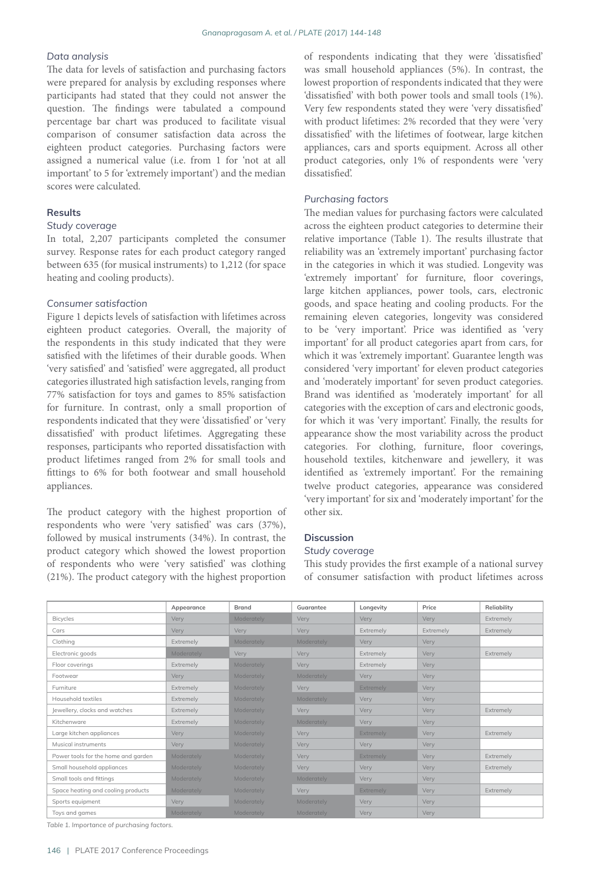### Data analysis

The data for levels of satisfaction and purchasing factors were prepared for analysis by excluding responses where participants had stated that they could not answer the question. The findings were tabulated a compound percentage bar chart was produced to facilitate visual comparison of consumer satisfaction data across the eighteen product categories. Purchasing factors were assigned a numerical value (i.e. from 1 for 'not at all important' to 5 for 'extremely important') and the median scores were calculated.

## Results

### Study coverage

In total, 2,207 participants completed the consumer survey. Response rates for each product category ranged between 635 (for musical instruments) to 1,212 (for space heating and cooling products).

### Consumer satisfaction

Figure 1 depicts levels of satisfaction with lifetimes across eighteen product categories. Overall, the majority of the respondents in this study indicated that they were satisfied with the lifetimes of their durable goods. When 'very satisfied' and 'satisfied' were aggregated, all product categories illustrated high satisfaction levels, ranging from 77% satisfaction for toys and games to 85% satisfaction for furniture. In contrast, only a small proportion of respondents indicated that they were 'dissatisfied' or 'very dissatisfied' with product lifetimes. Aggregating these responses, participants who reported dissatisfaction with product lifetimes ranged from 2% for small tools and fittings to 6% for both footwear and small household appliances.

The product category with the highest proportion of respondents who were 'very satisfied' was cars (37%), followed by musical instruments (34%). In contrast, the product category which showed the lowest proportion of respondents who were 'very satisfied' was clothing (21%). The product category with the highest proportion of respondents indicating that they were 'dissatisfied' was small household appliances (5%). In contrast, the lowest proportion of respondents indicated that they were 'dissatisfied' with both power tools and small tools (1%). Very few respondents stated they were 'very dissatisfied' with product lifetimes: 2% recorded that they were 'very dissatisfied' with the lifetimes of footwear, large kitchen appliances, cars and sports equipment. Across all other product categories, only 1% of respondents were 'very dissatisfied'.

### Purchasing factors

The median values for purchasing factors were calculated across the eighteen product categories to determine their relative importance (Table 1). The results illustrate that reliability was an 'extremely important' purchasing factor in the categories in which it was studied. Longevity was 'extremely important' for furniture, floor coverings, large kitchen appliances, power tools, cars, electronic goods, and space heating and cooling products. For the remaining eleven categories, longevity was considered to be 'very important'. Price was identified as 'very important' for all product categories apart from cars, for which it was 'extremely important'. Guarantee length was considered 'very important' for eleven product categories and 'moderately important' for seven product categories. Brand was identified as 'moderately important' for all categories with the exception of cars and electronic goods, for which it was 'very important'. Finally, the results for appearance show the most variability across the product categories. For clothing, furniture, floor coverings, household textiles, kitchenware and jewellery, it was identified as 'extremely important'. For the remaining twelve product categories, appearance was considered 'very important' for six and 'moderately important' for the other six.

## Discussion

### Study coverage

This study provides the first example of a national survey of consumer satisfaction with product lifetimes across

| | Appearance | Brand | Guarantee | Longevity | Price | Reliability |
|---|---|---|---|---|---|---|
| Bicycles | Very | Moderately | Very | Very | Very | Extremely |
| Cars | Very | Very | Very | Extremely | Extremely | Extremely |
| Clothing | Extremely | Moderately | Moderately | Very | Very | |
| Electronic goods | Moderately | Very | Very | Extremely | Very | Extremely |
| Floor coverings | Extremely | Moderately | Very | Extremely | Very | |
| Footwear | Very | Moderately | Moderately | Very | Very | |
| Furniture | Extremely | Moderately | Very | Extremely | Very | |
| Household textiles | Extremely | Moderately | Moderately | Very | Very | |
| Jewellery, clocks and watches | Extremely | Moderately | Very | Very | Very | Extremely |
| Kitchenware | Extremely | Moderately | Moderately | Very | Very | |
| Large kitchen appliances | Very | Moderately | Very | Extremely | Very | Extremely |
| Musical instruments | Very | Moderately | Very | Very | Very | |
| Power tools for the home and garden | Moderately | Moderately | Very | Extremely | Very | Extremely |
| Small household appliances | Moderately | Moderately | Very | Very | Very | Extremely |
| Small tools and fittings | Moderately | Moderately | Moderately | Very | Very | |
| Space heating and cooling products | Moderately | Moderately | Very | Extremely | Very | Extremely |
| Sports equipment | Very | Moderately | Moderately | Very | Very | |
| Toys and games | Moderately | Moderately | Moderately | Very | Very | |

*Table 1. Importance of purchasing factors.*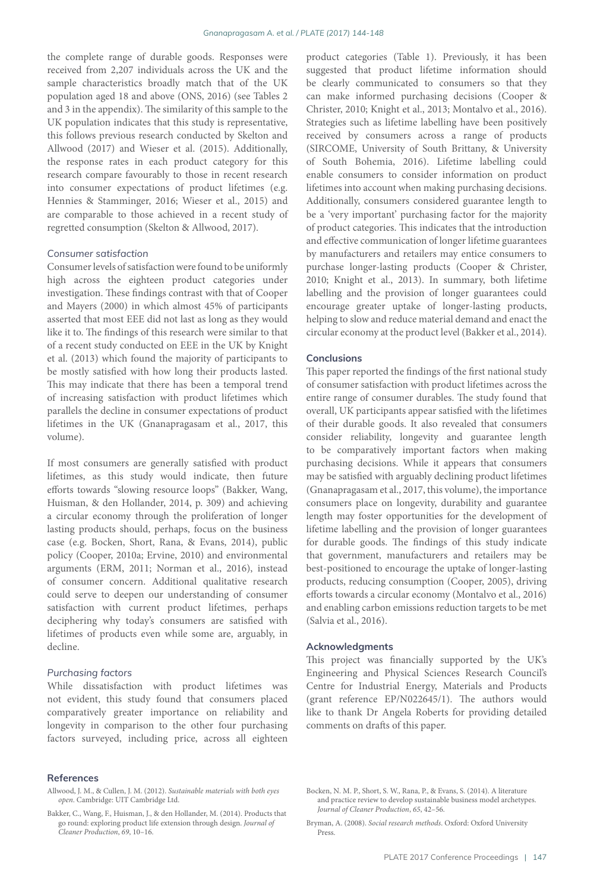the complete range of durable goods. Responses were received from 2,207 individuals across the UK and the sample characteristics broadly match that of the UK population aged 18 and above (ONS, 2016) (see Tables 2 and 3 in the appendix). The similarity of this sample to the UK population indicates that this study is representative, this follows previous research conducted by Skelton and Allwood (2017) and Wieser et al. (2015). Additionally, the response rates in each product category for this research compare favourably to those in recent research into consumer expectations of product lifetimes (e.g. Hennies & Stamminger, 2016; Wieser et al., 2015) and are comparable to those achieved in a recent study of regretted consumption (Skelton & Allwood, 2017).

### *Consumer satisfaction*

Consumer levels of satisfaction were found to be uniformly high across the eighteen product categories under investigation. These findings contrast with that of Cooper and Mayers (2000) in which almost 45% of participants asserted that most EEE did not last as long as they would like it to. The findings of this research were similar to that of a recent study conducted on EEE in the UK by Knight et al. (2013) which found the majority of participants to be mostly satisfied with how long their products lasted. This may indicate that there has been a temporal trend of increasing satisfaction with product lifetimes which parallels the decline in consumer expectations of product lifetimes in the UK (Gnanapragasam et al., 2017, this volume).

If most consumers are generally satisfied with product lifetimes, as this study would indicate, then future efforts towards "slowing resource loops" (Bakker, Wang, Huisman, & den Hollander, 2014, p. 309) and achieving a circular economy through the proliferation of longer lasting products should, perhaps, focus on the business case (e.g. Bocken, Short, Rana, & Evans, 2014), public policy (Cooper, 2010a; Ervine, 2010) and environmental arguments (ERM, 2011; Norman et al., 2016), instead of consumer concern. Additional qualitative research could serve to deepen our understanding of consumer satisfaction with current product lifetimes, perhaps deciphering why today's consumers are satisfied with lifetimes of products even while some are, arguably, in decline.

### *Purchasing factors*

While dissatisfaction with product lifetimes was not evident, this study found that consumers placed comparatively greater importance on reliability and longevity in comparison to the other four purchasing factors surveyed, including price, across all eighteen product categories (Table 1). Previously, it has been suggested that product lifetime information should be clearly communicated to consumers so that they can make informed purchasing decisions (Cooper & Christer, 2010; Knight et al., 2013; Montalvo et al., 2016). Strategies such as lifetime labelling have been positively received by consumers across a range of products (SIRCOME, University of South Brittany, & University of South Bohemia, 2016). Lifetime labelling could enable consumers to consider information on product lifetimes into account when making purchasing decisions. Additionally, consumers considered guarantee length to be a 'very important' purchasing factor for the majority of product categories. This indicates that the introduction and effective communication of longer lifetime guarantees by manufacturers and retailers may entice consumers to purchase longer-lasting products (Cooper & Christer, 2010; Knight et al., 2013). In summary, both lifetime labelling and the provision of longer guarantees could encourage greater uptake of longer-lasting products, helping to slow and reduce material demand and enact the circular economy at the product level (Bakker et al., 2014).

## Conclusions

This paper reported the findings of the first national study of consumer satisfaction with product lifetimes across the entire range of consumer durables. The study found that overall, UK participants appear satisfied with the lifetimes of their durable goods. It also revealed that consumers consider reliability, longevity and guarantee length to be comparatively important factors when making purchasing decisions. While it appears that consumers may be satisfied with arguably declining product lifetimes (Gnanapragasam et al., 2017, this volume), the importance consumers place on longevity, durability and guarantee length may foster opportunities for the development of lifetime labelling and the provision of longer guarantees for durable goods. The findings of this study indicate that government, manufacturers and retailers may be best-positioned to encourage the uptake of longer-lasting products, reducing consumption (Cooper, 2005), driving efforts towards a circular economy (Montalvo et al., 2016) and enabling carbon emissions reduction targets to be met (Salvia et al., 2016).

## Acknowledgments

This project was financially supported by the UK's Engineering and Physical Sciences Research Council's Centre for Industrial Energy, Materials and Products (grant reference EP/N022645/1). The authors would like to thank Dr Angela Roberts for providing detailed comments on drafts of this paper.

## References

Allwood, J. M., & Cullen, J. M. (2012). *Sustainable materials with both eyes open*. Cambridge: UIT Cambridge Ltd.

Bakker, C., Wang, F., Huisman, J., & den Hollander, M. (2014). Products that go round: exploring product life extension through design. *Journal of Cleaner Production*, *69*, 10–16.

Bocken, N. M. P., Short, S. W., Rana, P., & Evans, S. (2014). A literature and practice review to develop sustainable business model archetypes. *Journal of Cleaner Production*, *65*, 42–56.

Bryman, A. (2008). *Social research methods*. Oxford: Oxford University Press.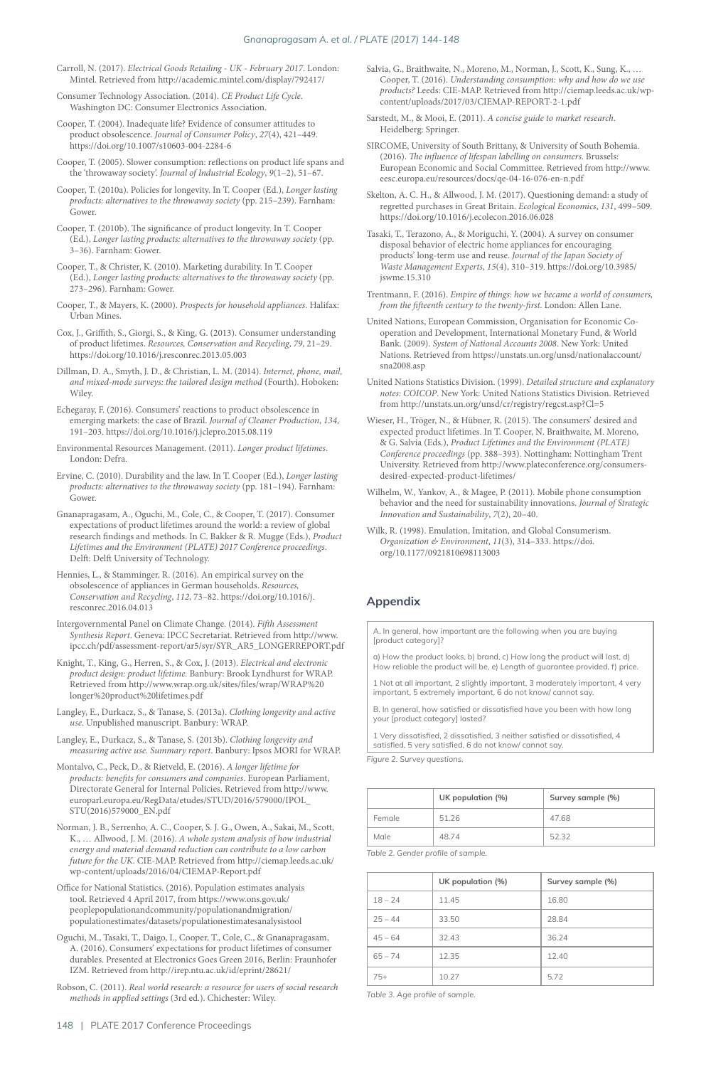Carroll, N. (2017). *Electrical Goods Retailing - UK - February 2017*. London: Mintel. Retrieved from http://academic.mintel.com/display/792417/

Consumer Technology Association. (2014). *CE Product Life Cycle*. Washington DC: Consumer Electronics Association.

Cooper, T. (2004). Inadequate life? Evidence of consumer attitudes to product obsolescence. *Journal of Consumer Policy*, *27*(4), 421–449. https://doi.org/10.1007/s10603-004-2284-6

Cooper, T. (2005). Slower consumption: reflections on product life spans and the 'throwaway society'. *Journal of Industrial Ecology*, *9*(1–2), 51–67.

Cooper, T. (2010a). Policies for longevity. In T. Cooper (Ed.), *Longer lasting products: alternatives to the throwaway society* (pp. 215–239). Farnham: Gower.

Cooper, T. (2010b). The significance of product longevity. In T. Cooper (Ed.), *Longer lasting products: alternatives to the throwaway society* (pp. 3–36). Farnham: Gower.

Cooper, T., & Christer, K. (2010). Marketing durability. In T. Cooper (Ed.), *Longer lasting products: alternatives to the throwaway society* (pp. 273–296). Farnham: Gower.

Cooper, T., & Mayers, K. (2000). *Prospects for household appliances*. Halifax: Urban Mines.

Cox, J., Griffith, S., Giorgi, S., & King, G. (2013). Consumer understanding of product lifetimes. *Resources, Conservation and Recycling*, *79*, 21–29. https://doi.org/10.1016/j.resconrec.2013.05.003

Dillman, D. A., Smyth, J. D., & Christian, L. M. (2014). *Internet, phone, mail, and mixed-mode surveys: the tailored design method* (Fourth). Hoboken: Wiley.

Echegaray, F. (2016). Consumers' reactions to product obsolescence in emerging markets: the case of Brazil. *Journal of Cleaner Production*, *134*, 191–203. https://doi.org/10.1016/j.jclepro.2015.08.119

Environmental Resources Management. (2011). *Longer product lifetimes*. London: Defra.

Ervine, C. (2010). Durability and the law. In T. Cooper (Ed.), *Longer lasting products: alternatives to the throwaway society* (pp. 181–194). Farnham: Gower.

Gnanapragasam, A., Oguchi, M., Cole, C., & Cooper, T. (2017). Consumer expectations of product lifetimes around the world: a review of global research findings and methods. In C. Bakker & R. Mugge (Eds.), *Product Lifetimes and the Environment (PLATE) 2017 Conference proceedings*. Delft: Delft University of Technology.

Hennies, L., & Stamminger, R. (2016). An empirical survey on the obsolescence of appliances in German households. *Resources, Conservation and Recycling*, *112*, 73–82. https://doi.org/10.1016/j.resconrec.2016.04.013

Intergovernmental Panel on Climate Change. (2014). *Fifth Assessment Synthesis Report*. Geneva: IPCC Secretariat. Retrieved from http://www.ipcc.ch/pdf/assessment-report/ar5/syr/SYR_AR5_LONGERREPORT.pdf

Knight, T., King, G., Herren, S., & Cox, J. (2013). *Electrical and electronic product design: product lifetime*. Banbury: Brook Lyndhurst for WRAP. Retrieved from http://www.wrap.org.uk/sites/files/wrap/WRAP%20longer%20product%20lifetimes.pdf

Langley, E., Durkacz, S., & Tanase, S. (2013a). *Clothing longevity and active use*. Unpublished manuscript. Banbury: WRAP.

Langley, E., Durkacz, S., & Tanase, S. (2013b). *Clothing longevity and measuring active use. Summary report*. Banbury: Ipsos MORI for WRAP.

Montalvo, C., Peck, D., & Rietveld, E. (2016). *A longer lifetime for products: benefits for consumers and companies*. European Parliament, Directorate General for Internal Policies. Retrieved from http://www.europarl.europa.eu/RegData/etudes/STUD/2016/579000/IPOL_STU(2016)579000_EN.pdf

Norman, J. B., Serrenho, A. C., Cooper, S. J. G., Owen, A., Sakai, M., Scott, K., … Allwood, J. M. (2016). *A whole system analysis of how industrial energy and material demand reduction can contribute to a low carbon future for the UK*. CIE-MAP. Retrieved from http://ciemap.leeds.ac.uk/wp-content/uploads/2016/04/CIEMAP-Report.pdf

Office for National Statistics. (2016). Population estimates analysis tool. Retrieved 4 April 2017, from https://www.ons.gov.uk/peoplepopulationandcommunity/populationandmigration/populationestimates/datasets/populationestimatesanalysistool

Oguchi, M., Tasaki, T., Daigo, I., Cooper, T., Cole, C., & Gnanapragasam, A. (2016). Consumers' expectations for product lifetimes of consumer durables. Presented at Electronics Goes Green 2016, Berlin: Fraunhofer IZM. Retrieved from http://irep.ntu.ac.uk/id/eprint/28621/

Robson, C. (2011). *Real world research: a resource for users of social research methods in applied settings* (3rd ed.). Chichester: Wiley.

Salvia, G., Braithwaite, N., Moreno, M., Norman, J., Scott, K., Sung, K., … Cooper, T. (2016). *Understanding consumption: why and how do we use products?* Leeds: CIE-MAP. Retrieved from http://ciemap.leeds.ac.uk/wp-content/uploads/2017/03/CIEMAP-REPORT-2-1.pdf

Sarstedt, M., & Mooi, E. (2011). *A concise guide to market research*. Heidelberg: Springer.

SIRCOME, University of South Brittany, & University of South Bohemia. (2016). *The influence of lifespan labelling on consumers*. Brussels: European Economic and Social Committee. Retrieved from http://www.eesc.europa.eu/resources/docs/qe-04-16-076-en-n.pdf

Skelton, A. C. H., & Allwood, J. M. (2017). Questioning demand: a study of regretted purchases in Great Britain. *Ecological Economics*, *131*, 499–509. https://doi.org/10.1016/j.ecolecon.2016.06.028

Tasaki, T., Terazono, A., & Moriguchi, Y. (2004). A survey on consumer disposal behavior of electric home appliances for encouraging products' long-term use and reuse. *Journal of the Japan Society of Waste Management Experts*, *15*(4), 310–319. https://doi.org/10.3985/jswme.15.310

Trentmann, F. (2016). *Empire of things: how we became a world of consumers, from the fifteenth century to the twenty-first*. London: Allen Lane.

United Nations, European Commission, Organisation for Economic Co-operation and Development, International Monetary Fund, & World Bank. (2009). *System of National Accounts 2008*. New York: United Nations. Retrieved from https://unstats.un.org/unsd/nationalaccount/sna2008.asp

United Nations Statistics Division. (1999). *Detailed structure and explanatory notes: COICOP*. New York: United Nations Statistics Division. Retrieved from http://unstats.un.org/unsd/cr/registry/regcst.asp?Cl=5

Wieser, H., Tröger, N., & Hübner, R. (2015). The consumers' desired and expected product lifetimes. In T. Cooper, N. Braithwaite, M. Moreno, & G. Salvia (Eds.), *Product Lifetimes and the Environment (PLATE) Conference proceedings* (pp. 388–393). Nottingham: Nottingham Trent University. Retrieved from http://www.plateconference.org/consumers-desired-expected-product-lifetimes/

Wilhelm, W., Yankov, A., & Magee, P. (2011). Mobile phone consumption behavior and the need for sustainability innovations. *Journal of Strategic Innovation and Sustainability*, *7*(2), 20–40.

Wilk, R. (1998). Emulation, Imitation, and Global Consumerism. *Organization & Environment*, *11*(3), 314–333. https://doi.org/10.1177/0921810698113003

## Appendix

A. In general, how important are the following when you are buying [product category]?

a) How the product looks, b) brand, c) How long the product will last, d) How reliable the product will be, e) Length of guarantee provided, f) price.

1 Not at all important, 2 slightly important, 3 moderately important, 4 very important, 5 extremely important, 6 do not know/ cannot say.

B. In general, how satisfied or dissatisfied have you been with how long your [product category] lasted?

1 Very dissatisfied, 2 dissatisfied, 3 neither satisfied or dissatisfied, 4 satisfied, 5 very satisfied, 6 do not know/ cannot say.

*Figure 2. Survey questions.*

| | UK population (%) | Survey sample (%) |
|---|---|---|
| Female | 51.26 | 47.68 |
| Male | 48.74 | 52.32 |

*Table 2. Gender profile of sample.*

| | UK population (%) | Survey sample (%) |
|---|---|---|
| 18 – 24 | 11.45 | 16.80 |
| 25 – 44 | 33.50 | 28.84 |
| 45 – 64 | 32.43 | 36.24 |
| 65 – 74 | 12.35 | 12.40 |
| 75+ | 10.27 | 5.72 |

*Table 3. Age profile of sample.*